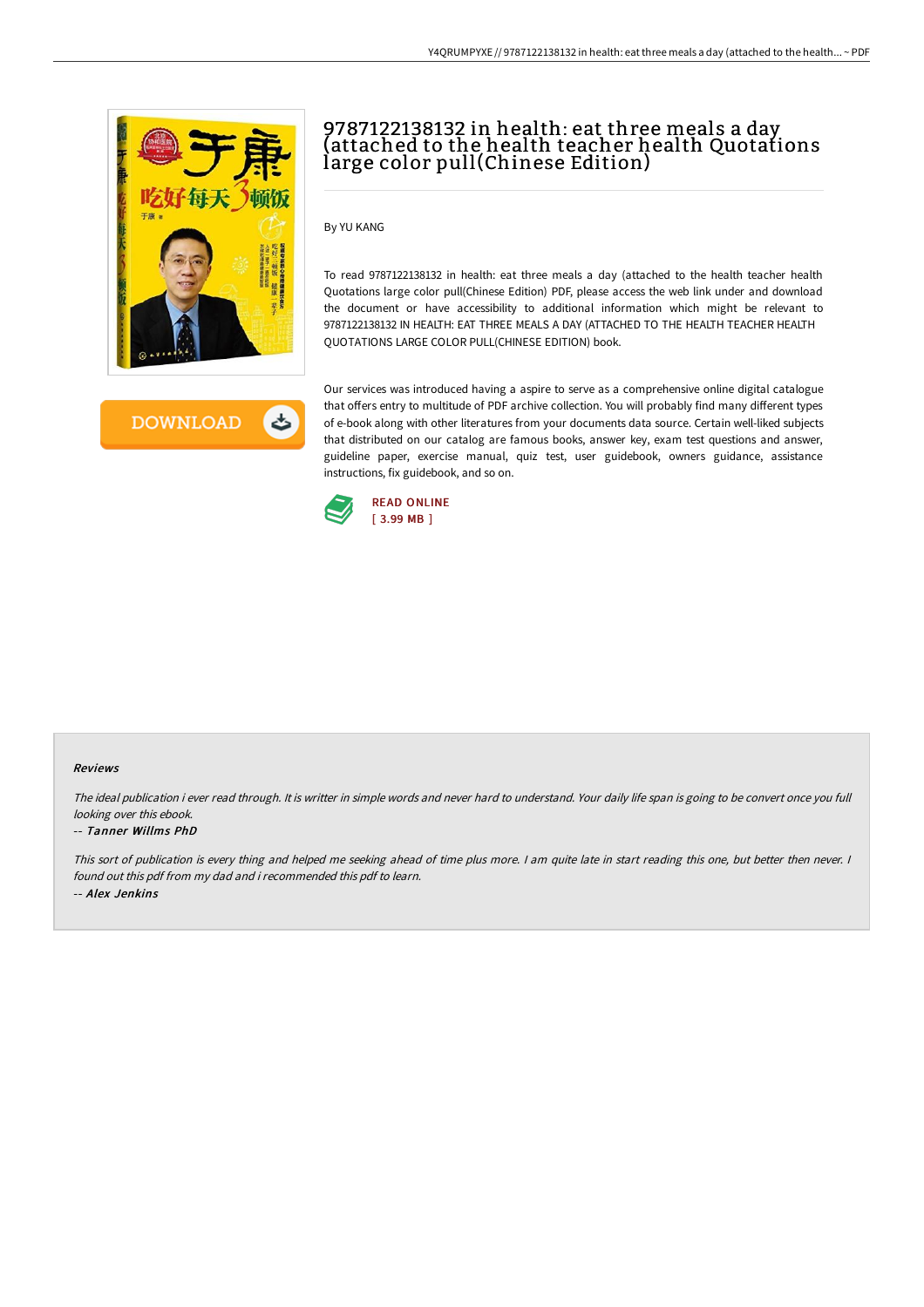# 9787122138132 in health: eat three meals a day (attached to the health teacher health Quotations large color pull(Chinese Edition)

By YU KANG

To read 9787122138132 in health: eat three meals a day (attached to the health teacher health Quotations large color pull(Chinese Edition) PDF, please access the web link under and download the document or have accessibility to additional information which might be relevant to 9787122138132 IN HEALTH: EAT THREE MEALS A DAY (ATTACHED TO THE HEALTH TEACHER HEALTH QUOTATIONS LARGE COLOR PULL(CHINESE EDITION) book.

Our services was introduced having a aspire to serve as a comprehensive online digital catalogue that offers entry to multitude of PDF archive collection. You will probably find many different types of e-book along with other literatures from your documents data source. Certain well-liked subjects that distributed on our catalog are famous books, answer key, exam test questions and answer, guideline paper, exercise manual, quiz test, user guidebook, owners guidance, assistance instructions, fix guidebook, and so on.

DOWNLOAD

READ ONLINE
[ 3.99 MB ]

#### Reviews

*The ideal publication i ever read through. It is writter in simple words and never hard to understand. Your daily life span is going to be convert once you full looking over this ebook.*

-- *Tanner Willms PhD*

*This sort of publication is every thing and helped me seeking ahead of time plus more. I am quite late in start reading this one, but better then never. I found out this pdf from my dad and i recommended this pdf to learn.*

-- *Alex Jenkins*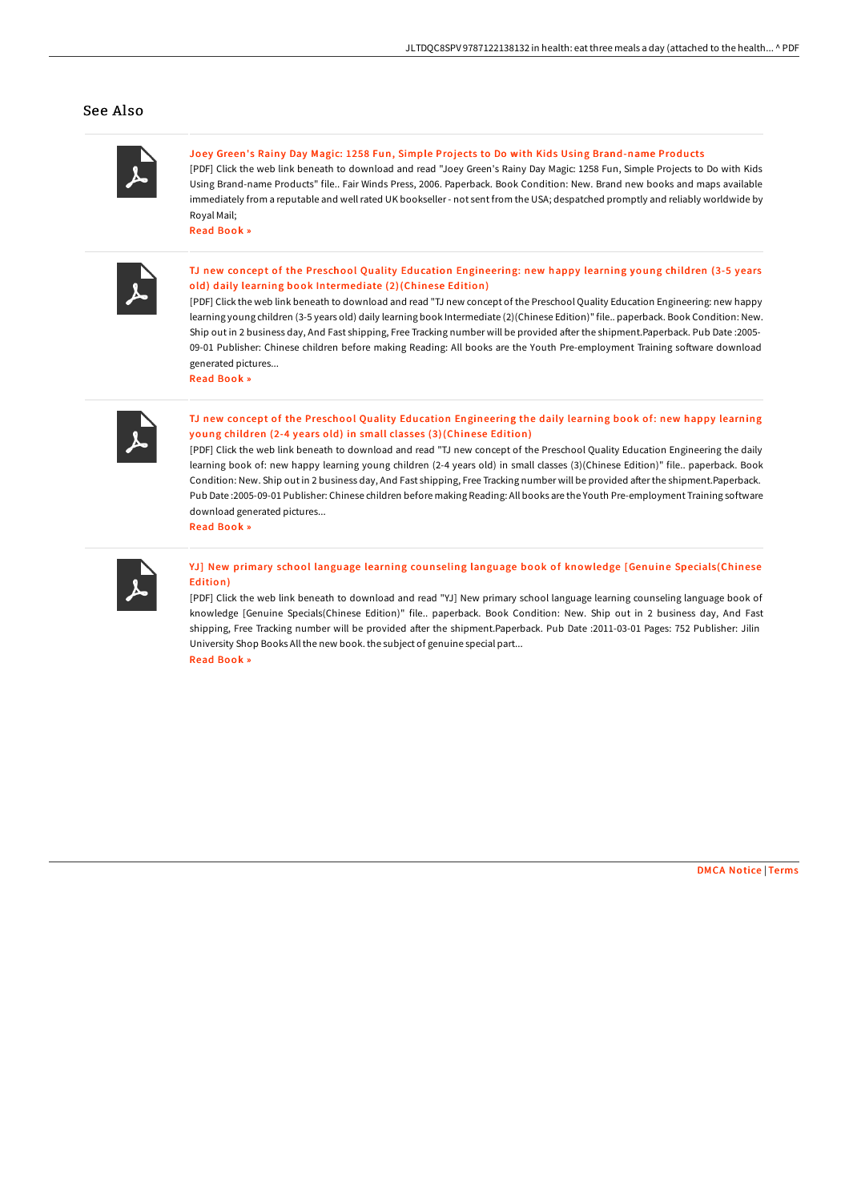## See Also

### Joey Green's Rainy Day Magic: 1258 Fun, Simple Projects to Do with Kids Using Brand-name Products

[PDF] Click the web link beneath to download and read "Joey Green's Rainy Day Magic: 1258 Fun, Simple Projects to Do with Kids Using Brand-name Products" file.. Fair Winds Press, 2006. Paperback. Book Condition: New. Brand new books and maps available immediately from a reputable and well rated UK bookseller - not sent from the USA; despatched promptly and reliably worldwide by Royal Mail;

Read Book »

### TJ new concept of the Preschool Quality Education Engineering: new happy learning young children (3-5 years old) daily learning book Intermediate (2)(Chinese Edition)

[PDF] Click the web link beneath to download and read "TJ new concept of the Preschool Quality Education Engineering: new happy learning young children (3-5 years old) daily learning book Intermediate (2)(Chinese Edition)" file.. paperback. Book Condition: New. Ship out in 2 business day, And Fast shipping, Free Tracking number will be provided after the shipment.Paperback. Pub Date :2005-09-01 Publisher: Chinese children before making Reading: All books are the Youth Pre-employment Training software download generated pictures...

Read Book »

### TJ new concept of the Preschool Quality Education Engineering the daily learning book of: new happy learning young children (2-4 years old) in small classes (3)(Chinese Edition)

[PDF] Click the web link beneath to download and read "TJ new concept of the Preschool Quality Education Engineering the daily learning book of: new happy learning young children (2-4 years old) in small classes (3)(Chinese Edition)" file.. paperback. Book Condition: New. Ship out in 2 business day, And Fast shipping, Free Tracking number will be provided after the shipment.Paperback. Pub Date :2005-09-01 Publisher: Chinese children before making Reading: All books are the Youth Pre-employment Training software download generated pictures...

Read Book »

### YJ] New primary school language learning counseling language book of knowledge [Genuine Specials(Chinese Edition)

[PDF] Click the web link beneath to download and read "YJ] New primary school language learning counseling language book of knowledge [Genuine Specials(Chinese Edition)" file.. paperback. Book Condition: New. Ship out in 2 business day, And Fast shipping, Free Tracking number will be provided after the shipment.Paperback. Pub Date :2011-03-01 Pages: 752 Publisher: Jilin University Shop Books All the new book. the subject of genuine special part...

Read Book »